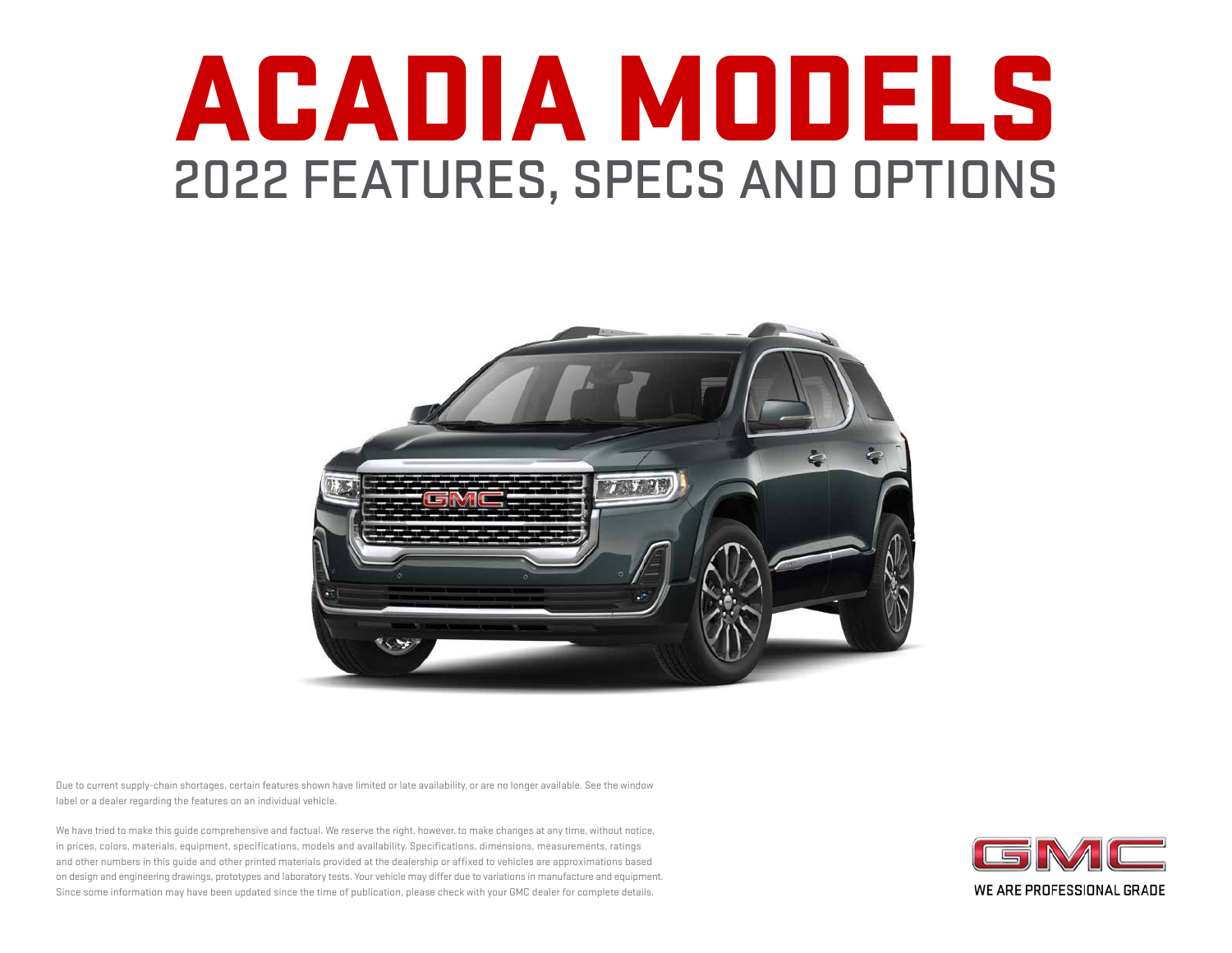# ACADIA MODELS

## 2022 FEATURES, SPECS AND OPTIONS

Due to current supply-chain shortages, certain features shown have limited or late availability, or are no longer available. See the window label or a dealer regarding the features on an individual vehicle.

We have tried to make this guide comprehensive and factual. We reserve the right, however, to make changes at any time, without notice, in prices, colors, materials, equipment, specifications, models and availability. Specifications, dimensions, measurements, ratings and other numbers in this guide and other printed materials provided at the dealership or affixed to vehicles are approximations based on design and engineering drawings, prototypes and laboratory tests. Your vehicle may differ due to variations in manufacture and equipment. Since some information may have been updated since the time of publication, please check with your GMC dealer for complete details.

GMC

WE ARE PROFESSIONAL GRADE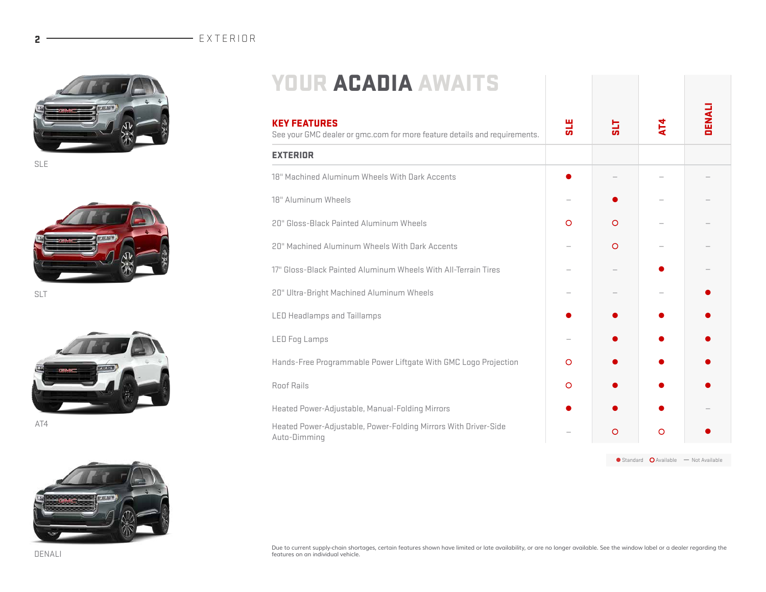# YOUR ACADIA AWAITS

SLE

SLT

AT4

DENALI

## KEY FEATURES

See your GMC dealer or gmc.com for more feature details and requirements.

| EXTERIOR | SLE | SLT | AT4 | DENALI |
|---|---|---|---|---|
| 18" Machined Aluminum Wheels With Dark Accents | ● | – | – | – |
| 18" Aluminum Wheels | – | ● | – | – |
| 20" Gloss-Black Painted Aluminum Wheels | ○ | ○ | – | – |
| 20" Machined Aluminum Wheels With Dark Accents | – | ○ | – | – |
| 17" Gloss-Black Painted Aluminum Wheels With All-Terrain Tires | – | – | ● | – |
| 20" Ultra-Bright Machined Aluminum Wheels | – | – | – | ● |
| LED Headlamps and Taillamps | ● | ● | ● | ● |
| LED Fog Lamps | – | ● | ● | ● |
| Hands-Free Programmable Power Liftgate With GMC Logo Projection | ○ | ● | ● | ● |
| Roof Rails | ○ | ● | ● | ● |
| Heated Power-Adjustable, Manual-Folding Mirrors | ● | ● | ● | – |
| Heated Power-Adjustable, Power-Folding Mirrors With Driver-Side Auto-Dimming | – | ○ | ○ | ● |

● Standard ○ Available – Not Available

Due to current supply-chain shortages, certain features shown have limited or late availability, or are no longer available. See the window label or a dealer regarding the features on an individual vehicle.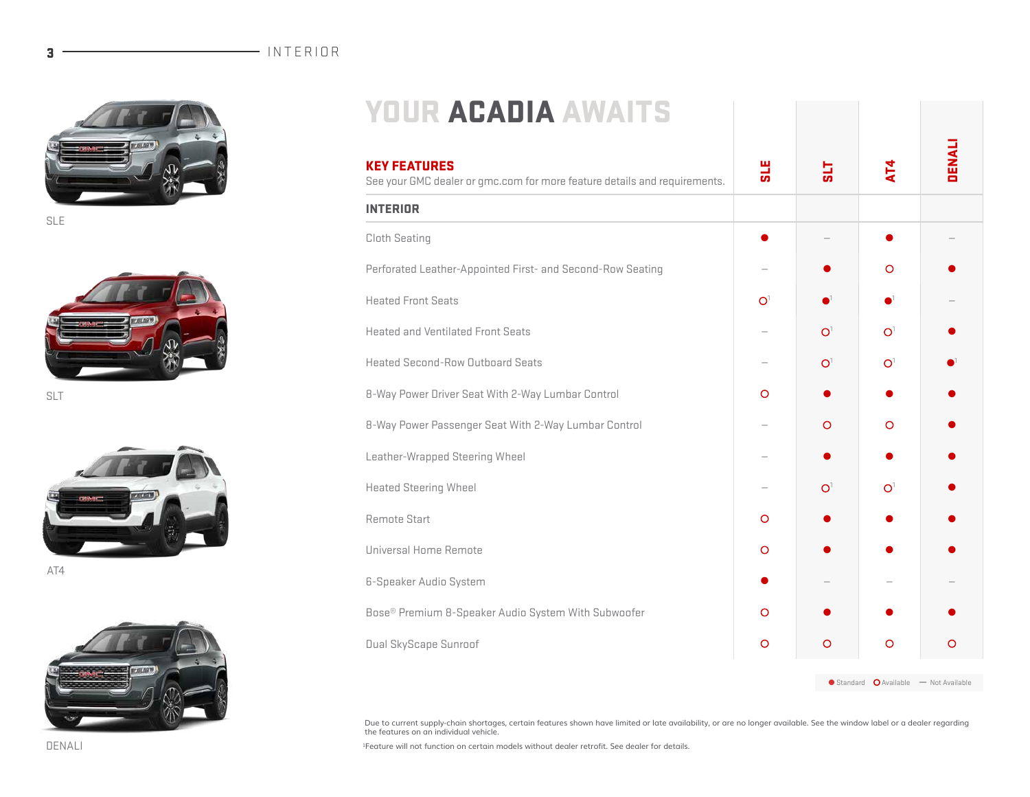# YOUR ACADIA AWAITS

SLE

SLT

AT4

DENALI

| **KEY FEATURES** See your GMC dealer or gmc.com for more feature details and requirements. | SLE | SLT | AT4 | DENALI |
|---|---|---|---|---|
| **INTERIOR** | | | | |
| Cloth Seating | ● | – | ● | – |
| Perforated Leather-Appointed First- and Second-Row Seating | – | ● | ○ | ● |
| Heated Front Seats | ○[1] | ●[1] | ●[1] | – |
| Heated and Ventilated Front Seats | – | ○[1] | ○[1] | ● |
| Heated Second-Row Outboard Seats | – | ○[1] | ○[1] | ●[1] |
| 8-Way Power Driver Seat With 2-Way Lumbar Control | ○ | ● | ● | ● |
| 8-Way Power Passenger Seat With 2-Way Lumbar Control | – | ○ | ○ | ● |
| Leather-Wrapped Steering Wheel | – | ● | ● | ● |
| Heated Steering Wheel | – | ○[1] | ○[1] | ● |
| Remote Start | ○ | ● | ● | ● |
| Universal Home Remote | ○ | ● | ● | ● |
| 6-Speaker Audio System | ● | – | – | – |
| Bose® Premium 8-Speaker Audio System With Subwoofer | ○ | ● | ● | ● |
| Dual SkyScape Sunroof | ○ | ○ | ○ | ○ |

● Standard ○ Available — Not Available

Due to current supply-chain shortages, certain features shown have limited or late availability, or are no longer available. See the window label or a dealer regarding the features on an individual vehicle.

[1]Feature will not function on certain models without dealer retrofit. See dealer for details.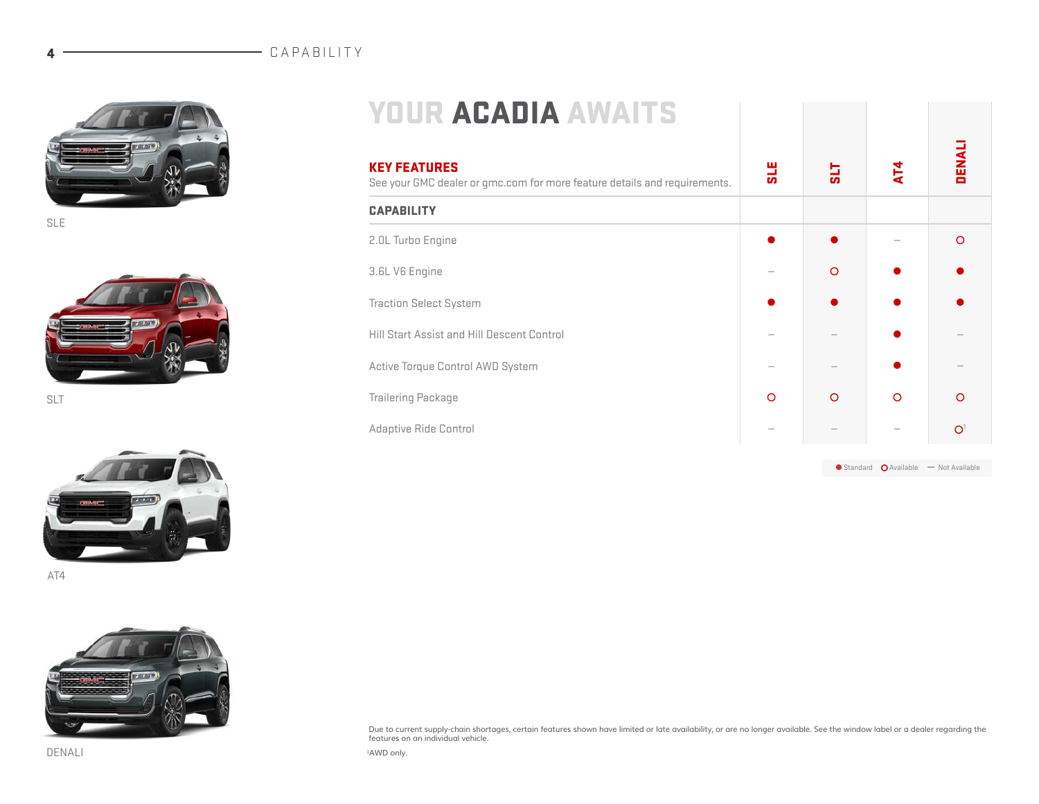CAPABILITY

SLE

SLT

AT4

DENALI

# YOUR ACADIA AWAITS

## KEY FEATURES

See your GMC dealer or gmc.com for more feature details and requirements.

| CAPABILITY | SLE | SLT | AT4 | DENALI |
| --- | --- | --- | --- | --- |
| 2.0L Turbo Engine | ● | ● | – | ○ |
| 3.6L V6 Engine | – | ○ | ● | ● |
| Traction Select System | ● | ● | ● | ● |
| Hill Start Assist and Hill Descent Control | – | – | ● | – |
| Active Torque Control AWD System | – | – | ● | – |
| Trailering Package | ○ | ○ | ○ | ○ |
| Adaptive Ride Control | – | – | – | ○[1] |

● Standard ○ Available – Not Available

Due to current supply-chain shortages, certain features shown have limited or late availability, or are no longer available. See the window label or a dealer regarding the features on an individual vehicle.

[1]AWD only.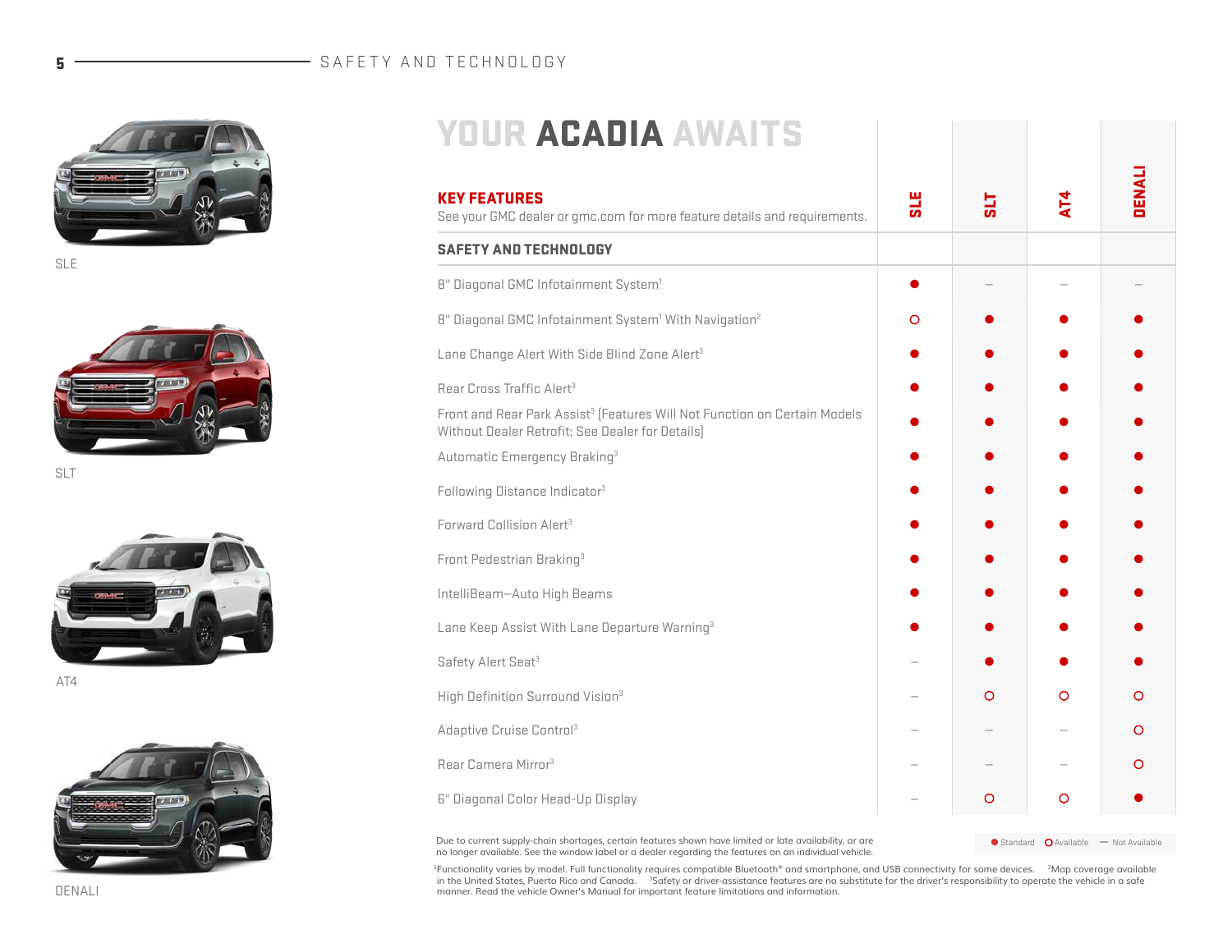# YOUR ACADIA AWAITS

SLE

SLT

AT4

DENALI

## KEY FEATURES

See your GMC dealer or gmc.com for more feature details and requirements.

| SAFETY AND TECHNOLOGY | SLE | SLT | AT4 | DENALI |
|---|---|---|---|---|
| 8" Diagonal GMC Infotainment System[1] | ● | – | – | – |
| 8" Diagonal GMC Infotainment System[1] With Navigation[2] | ○ | ● | ● | ● |
| Lane Change Alert With Side Blind Zone Alert[3] | ● | ● | ● | ● |
| Rear Cross Traffic Alert[3] | ● | ● | ● | ● |
| Front and Rear Park Assist[3] (Features Will Not Function on Certain Models Without Dealer Retrofit; See Dealer for Details) | ● | ● | ● | ● |
| Automatic Emergency Braking[3] | ● | ● | ● | ● |
| Following Distance Indicator[3] | ● | ● | ● | ● |
| Forward Collision Alert[3] | ● | ● | ● | ● |
| Front Pedestrian Braking[3] | ● | ● | ● | ● |
| IntelliBeam–Auto High Beams | ● | ● | ● | ● |
| Lane Keep Assist With Lane Departure Warning[3] | ● | ● | ● | ● |
| Safety Alert Seat[3] | – | ● | ● | ● |
| High Definition Surround Vision[3] | – | ○ | ○ | ○ |
| Adaptive Cruise Control[3] | – | – | – | ○ |
| Rear Camera Mirror[3] | – | – | – | ○ |
| 6" Diagonal Color Head-Up Display | – | ○ | ○ | ● |

● Standard ○ Available – Not Available

Due to current supply-chain shortages, certain features shown have limited or late availability, or are no longer available. See the window label or a dealer regarding the features on an individual vehicle.

[1]Functionality varies by model. Full functionality requires compatible Bluetooth® and smartphone, and USB connectivity for some devices. [2]Map coverage available in the United States, Puerto Rico and Canada. [3]Safety or driver-assistance features are no substitute for the driver's responsibility to operate the vehicle in a safe manner. Read the vehicle Owner's Manual for important feature limitations and information.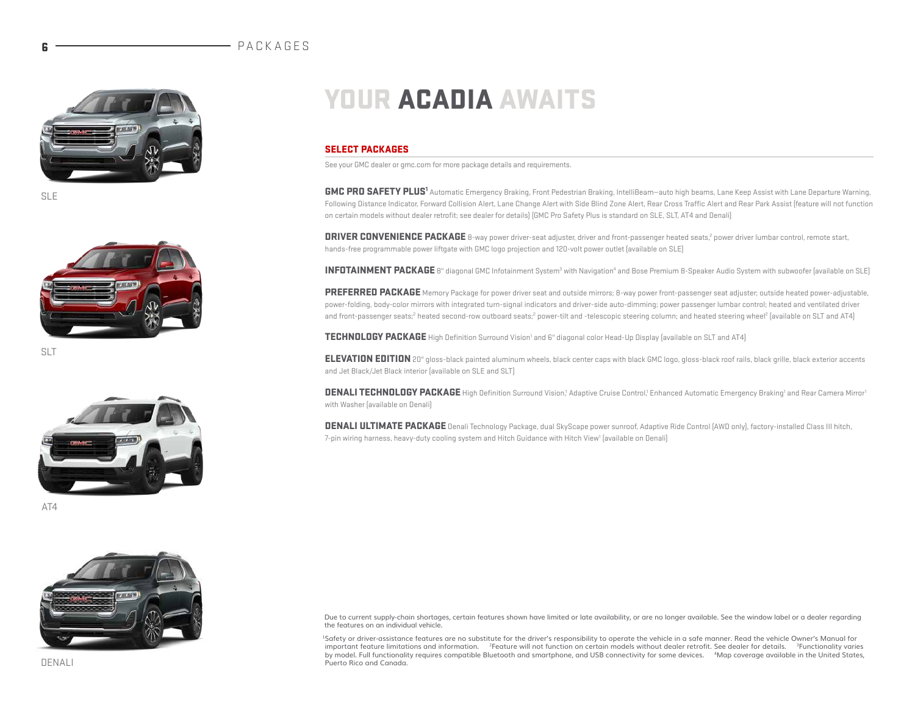SLE

SLT

AT4

DENALI

# YOUR ACADIA AWAITS

## SELECT PACKAGES

See your GMC dealer or gmc.com for more package details and requirements.

**GMC PRO SAFETY PLUS**[1] Automatic Emergency Braking, Front Pedestrian Braking, IntelliBeam—auto high beams, Lane Keep Assist with Lane Departure Warning, Following Distance Indicator, Forward Collision Alert, Lane Change Alert with Side Blind Zone Alert, Rear Cross Traffic Alert and Rear Park Assist (feature will not function on certain models without dealer retrofit; see dealer for details) (GMC Pro Safety Plus is standard on SLE, SLT, AT4 and Denali)

**DRIVER CONVENIENCE PACKAGE** 8-way power driver-seat adjuster, driver and front-passenger heated seats,[2] power driver lumbar control, remote start, hands-free programmable power liftgate with GMC logo projection and 120-volt power outlet (available on SLE)

**INFOTAINMENT PACKAGE** 8" diagonal GMC Infotainment System[3] with Navigation[4] and Bose Premium 8-Speaker Audio System with subwoofer (available on SLE)

**PREFERRED PACKAGE** Memory Package for power driver seat and outside mirrors; 8-way power front-passenger seat adjuster; outside heated power-adjustable, power-folding, body-color mirrors with integrated turn-signal indicators and driver-side auto-dimming; power passenger lumbar control; heated and ventilated driver and front-passenger seats;[2] heated second-row outboard seats;[2] power-tilt and -telescopic steering column; and heated steering wheel[2] (available on SLT and AT4)

**TECHNOLOGY PACKAGE** High Definition Surround Vision[1] and 6" diagonal color Head-Up Display (available on SLT and AT4)

**ELEVATION EDITION** 20" gloss-black painted aluminum wheels, black center caps with black GMC logo, gloss-black roof rails, black grille, black exterior accents and Jet Black/Jet Black interior (available on SLE and SLT)

**DENALI TECHNOLOGY PACKAGE** High Definition Surround Vision,[1] Adaptive Cruise Control,[1] Enhanced Automatic Emergency Braking[1] and Rear Camera Mirror[1] with Washer (available on Denali)

**DENALI ULTIMATE PACKAGE** Denali Technology Package, dual SkyScape power sunroof, Adaptive Ride Control (AWD only), factory-installed Class III hitch, 7-pin wiring harness, heavy-duty cooling system and Hitch Guidance with Hitch View[1] (available on Denali)

Due to current supply-chain shortages, certain features shown have limited or late availability, or are no longer available. See the window label or a dealer regarding the features on an individual vehicle.

[1]Safety or driver-assistance features are no substitute for the driver's responsibility to operate the vehicle in a safe manner. Read the vehicle Owner's Manual for important feature limitations and information. [2]Feature will not function on certain models without dealer retrofit. See dealer for details. [3]Functionality varies by model. Full functionality requires compatible Bluetooth and smartphone, and USB connectivity for some devices. [4]Map coverage available in the United States, Puerto Rico and Canada.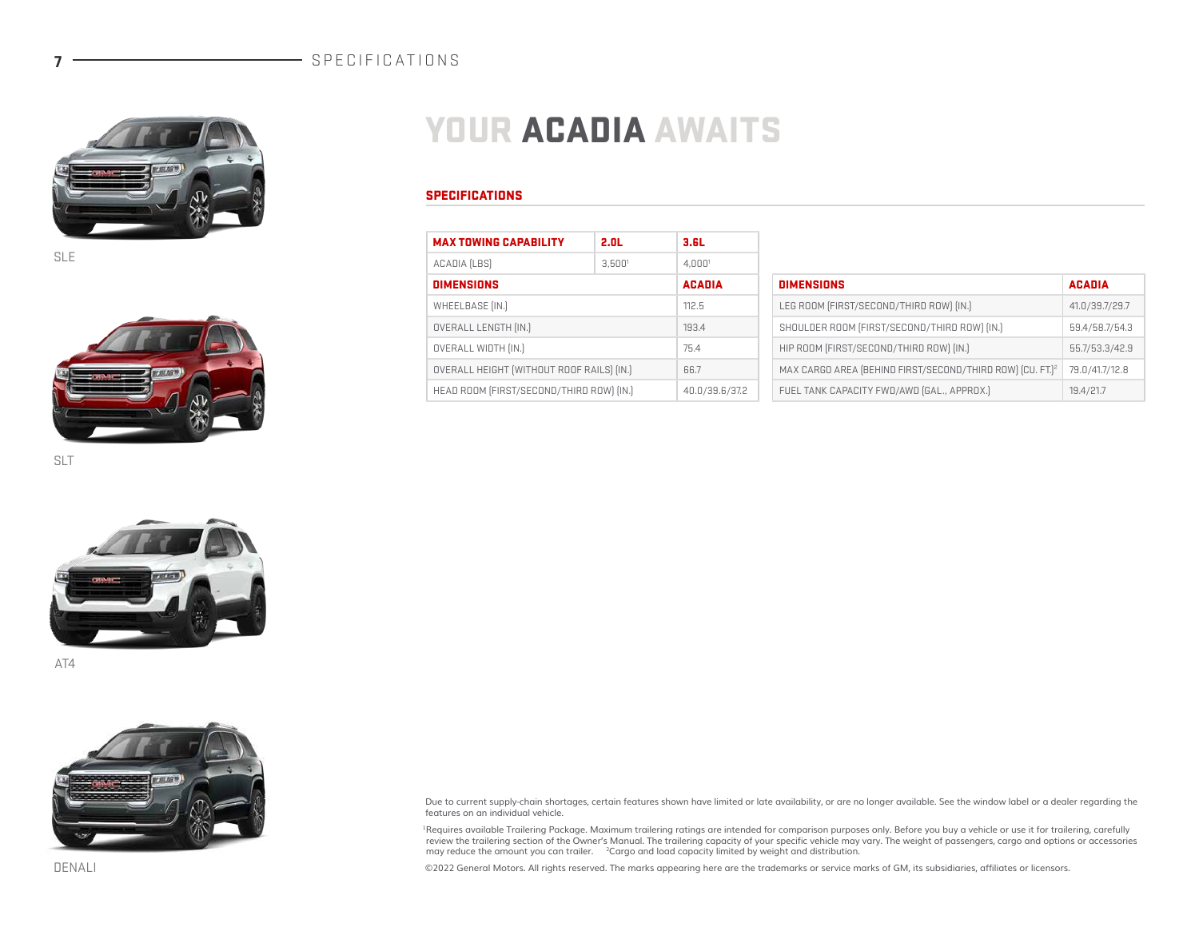SLE

SLT

AT4

DENALI

# YOUR ACADIA AWAITS

## SPECIFICATIONS

| MAX TOWING CAPABILITY | 2.0L | 3.6L |
| --- | --- | --- |
| ACADIA (LBS) | 3,500[1] | 4,000[1] |
| **DIMENSIONS** | | **ACADIA** |
| WHEELBASE (IN.) | | 112.5 |
| OVERALL LENGTH (IN.) | | 193.4 |
| OVERALL WIDTH (IN.) | | 75.4 |
| OVERALL HEIGHT (WITHOUT ROOF RAILS) (IN.) | | 66.7 |
| HEAD ROOM (FIRST/SECOND/THIRD ROW) (IN.) | | 40.0/39.6/37.2 |

| DIMENSIONS | ACADIA |
| --- | --- |
| LEG ROOM (FIRST/SECOND/THIRD ROW) (IN.) | 41.0/39.7/29.7 |
| SHOULDER ROOM (FIRST/SECOND/THIRD ROW) (IN.) | 59.4/58.7/54.3 |
| HIP ROOM (FIRST/SECOND/THIRD ROW) (IN.) | 55.7/53.3/42.9 |
| MAX CARGO AREA (BEHIND FIRST/SECOND/THIRD ROW) (CU. FT.)[2] | 79.0/41.7/12.8 |
| FUEL TANK CAPACITY FWD/AWD (GAL., APPROX.) | 19.4/21.7 |

Due to current supply-chain shortages, certain features shown have limited or late availability, or are no longer available. See the window label or a dealer regarding the features on an individual vehicle.

[1]Requires available Trailering Package. Maximum trailering ratings are intended for comparison purposes only. Before you buy a vehicle or use it for trailering, carefully review the trailering section of the Owner's Manual. The trailering capacity of your specific vehicle may vary. The weight of passengers, cargo and options or accessories may reduce the amount you can trailer. [2]Cargo and load capacity limited by weight and distribution.

©2022 General Motors. All rights reserved. The marks appearing here are the trademarks or service marks of GM, its subsidiaries, affiliates or licensors.